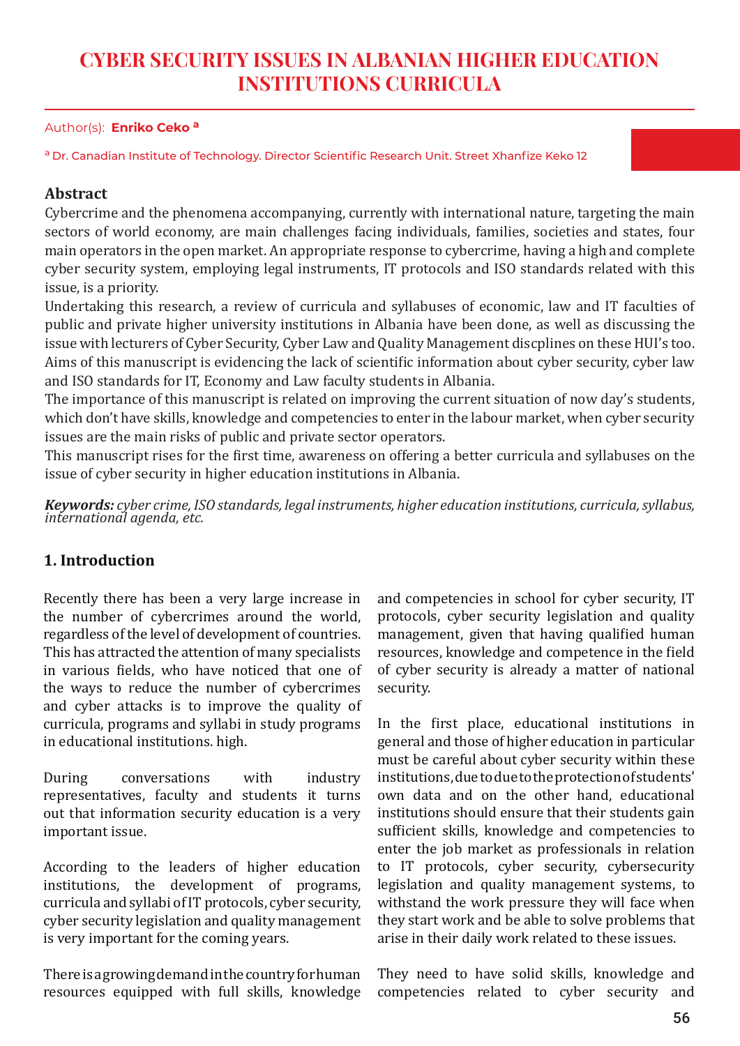# CYBER SECURITY ISSUES IN ALBANIAN HIGHER EDUCATION INSTITUTIONS CURRICULA

Author(s): **Enriko Ceko** [a]

[a] Dr. Canadian Institute of Technology. Director Scientific Research Unit. Street Xhanfize Keko 12

## Abstract

Cybercrime and the phenomena accompanying, currently with international nature, targeting the main sectors of world economy, are main challenges facing individuals, families, societies and states, four main operators in the open market. An appropriate response to cybercrime, having a high and complete cyber security system, employing legal instruments, IT protocols and ISO standards related with this issue, is a priority.

Undertaking this research, a review of curricula and syllabuses of economic, law and IT faculties of public and private higher university institutions in Albania have been done, as well as discussing the issue with lecturers of Cyber Security, Cyber Law and Quality Management discplines on these HUI's too. Aims of this manuscript is evidencing the lack of scientific information about cyber security, cyber law and ISO standards for IT, Economy and Law faculty students in Albania.

The importance of this manuscript is related on improving the current situation of now day's students, which don't have skills, knowledge and competencies to enter in the labour market, when cyber security issues are the main risks of public and private sector operators.

This manuscript rises for the first time, awareness on offering a better curricula and syllabuses on the issue of cyber security in higher education institutions in Albania.

***Keywords:*** *cyber crime, ISO standards, legal instruments, higher education institutions, curricula, syllabus, international agenda, etc.*

## 1. Introduction

Recently there has been a very large increase in the number of cybercrimes around the world, regardless of the level of development of countries. This has attracted the attention of many specialists in various fields, who have noticed that one of the ways to reduce the number of cybercrimes and cyber attacks is to improve the quality of curricula, programs and syllabi in study programs in educational institutions. high.

During conversations with industry representatives, faculty and students it turns out that information security education is a very important issue.

According to the leaders of higher education institutions, the development of programs, curricula and syllabi of IT protocols, cyber security, cyber security legislation and quality management is very important for the coming years.

There is a growing demand in the country for human resources equipped with full skills, knowledge and competencies in school for cyber security, IT protocols, cyber security legislation and quality management, given that having qualified human resources, knowledge and competence in the field of cyber security is already a matter of national security.

In the first place, educational institutions in general and those of higher education in particular must be careful about cyber security within these institutions, due to due to the protection of students' own data and on the other hand, educational institutions should ensure that their students gain sufficient skills, knowledge and competencies to enter the job market as professionals in relation to IT protocols, cyber security, cybersecurity legislation and quality management systems, to withstand the work pressure they will face when they start work and be able to solve problems that arise in their daily work related to these issues.

They need to have solid skills, knowledge and competencies related to cyber security and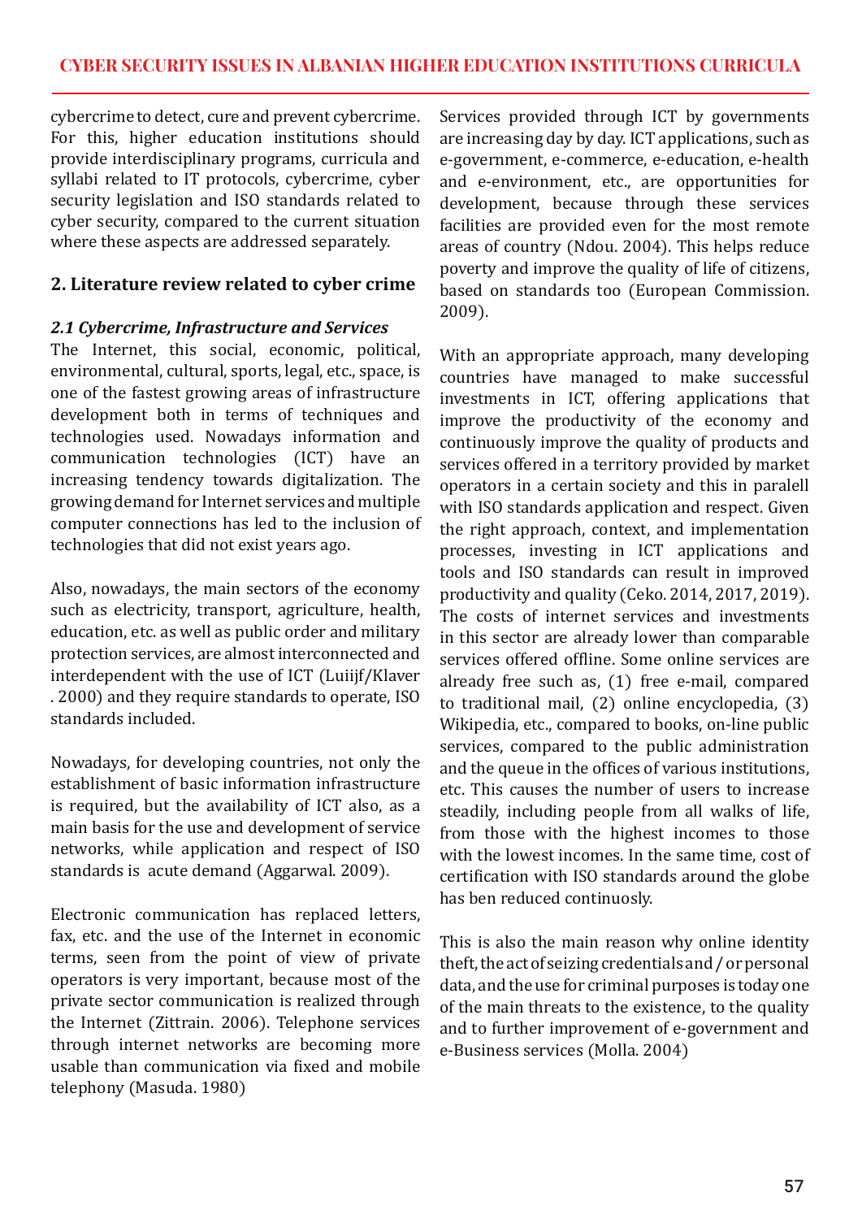cybercrime to detect, cure and prevent cybercrime. For this, higher education institutions should provide interdisciplinary programs, curricula and syllabi related to IT protocols, cybercrime, cyber security legislation and ISO standards related to cyber security, compared to the current situation where these aspects are addressed separately.

## 2. Literature review related to cyber crime

### *2.1 Cybercrime, Infrastructure and Services*

The Internet, this social, economic, political, environmental, cultural, sports, legal, etc., space, is one of the fastest growing areas of infrastructure development both in terms of techniques and technologies used. Nowadays information and communication technologies (ICT) have an increasing tendency towards digitalization. The growing demand for Internet services and multiple computer connections has led to the inclusion of technologies that did not exist years ago.

Also, nowadays, the main sectors of the economy such as electricity, transport, agriculture, health, education, etc. as well as public order and military protection services, are almost interconnected and interdependent with the use of ICT (Luiijf/Klaver . 2000) and they require standards to operate, ISO standards included.

Nowadays, for developing countries, not only the establishment of basic information infrastructure is required, but the availability of ICT also, as a main basis for the use and development of service networks, while application and respect of ISO standards is acute demand (Aggarwal. 2009).

Electronic communication has replaced letters, fax, etc. and the use of the Internet in economic terms, seen from the point of view of private operators is very important, because most of the private sector communication is realized through the Internet (Zittrain. 2006). Telephone services through internet networks are becoming more usable than communication via fixed and mobile telephony (Masuda. 1980)

Services provided through ICT by governments are increasing day by day. ICT applications, such as e-government, e-commerce, e-education, e-health and e-environment, etc., are opportunities for development, because through these services facilities are provided even for the most remote areas of country (Ndou. 2004). This helps reduce poverty and improve the quality of life of citizens, based on standards too (European Commission. 2009).

With an appropriate approach, many developing countries have managed to make successful investments in ICT, offering applications that improve the productivity of the economy and continuously improve the quality of products and services offered in a territory provided by market operators in a certain society and this in paralell with ISO standards application and respect. Given the right approach, context, and implementation processes, investing in ICT applications and tools and ISO standards can result in improved productivity and quality (Ceko. 2014, 2017, 2019). The costs of internet services and investments in this sector are already lower than comparable services offered offline. Some online services are already free such as, (1) free e-mail, compared to traditional mail, (2) online encyclopedia, (3) Wikipedia, etc., compared to books, on-line public services, compared to the public administration and the queue in the offices of various institutions, etc. This causes the number of users to increase steadily, including people from all walks of life, from those with the highest incomes to those with the lowest incomes. In the same time, cost of certification with ISO standards around the globe has ben reduced continuosly.

This is also the main reason why online identity theft, the act of seizing credentials and / or personal data, and the use for criminal purposes is today one of the main threats to the existence, to the quality and to further improvement of e-government and e-Business services (Molla. 2004)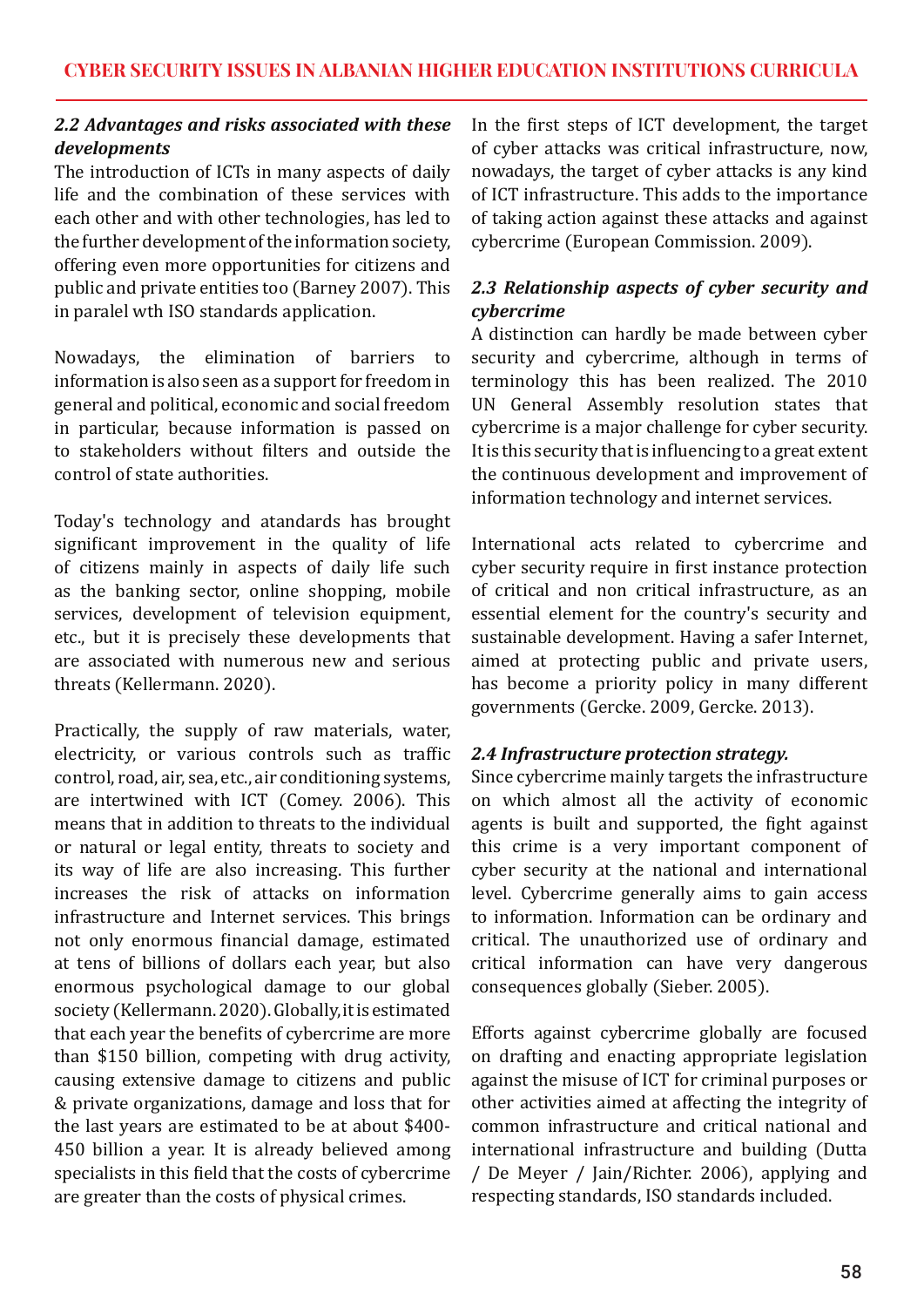### *2.2 Advantages and risks associated with these developments*

The introduction of ICTs in many aspects of daily life and the combination of these services with each other and with other technologies, has led to the further development of the information society, offering even more opportunities for citizens and public and private entities too (Barney 2007). This in paralel wth ISO standards application.

Nowadays, the elimination of barriers to information is also seen as a support for freedom in general and political, economic and social freedom in particular, because information is passed on to stakeholders without filters and outside the control of state authorities.

Today's technology and atandards has brought significant improvement in the quality of life of citizens mainly in aspects of daily life such as the banking sector, online shopping, mobile services, development of television equipment, etc., but it is precisely these developments that are associated with numerous new and serious threats (Kellermann. 2020).

Practically, the supply of raw materials, water, electricity, or various controls such as traffic control, road, air, sea, etc., air conditioning systems, are intertwined with ICT (Comey. 2006). This means that in addition to threats to the individual or natural or legal entity, threats to society and its way of life are also increasing. This further increases the risk of attacks on information infrastructure and Internet services. This brings not only enormous financial damage, estimated at tens of billions of dollars each year, but also enormous psychological damage to our global society (Kellermann. 2020). Globally, it is estimated that each year the benefits of cybercrime are more than $150 billion, competing with drug activity, causing extensive damage to citizens and public & private organizations, damage and loss that for the last years are estimated to be at about $400-450 billion a year. It is already believed among specialists in this field that the costs of cybercrime are greater than the costs of physical crimes.

In the first steps of ICT development, the target of cyber attacks was critical infrastructure, now, nowadays, the target of cyber attacks is any kind of ICT infrastructure. This adds to the importance of taking action against these attacks and against cybercrime (European Commission. 2009).

### *2.3 Relationship aspects of cyber security and cybercrime*

A distinction can hardly be made between cyber security and cybercrime, although in terms of terminology this has been realized. The 2010 UN General Assembly resolution states that cybercrime is a major challenge for cyber security. It is this security that is influencing to a great extent the continuous development and improvement of information technology and internet services.

International acts related to cybercrime and cyber security require in first instance protection of critical and non critical infrastructure, as an essential element for the country's security and sustainable development. Having a safer Internet, aimed at protecting public and private users, has become a priority policy in many different governments (Gercke. 2009, Gercke. 2013).

### *2.4 Infrastructure protection strategy.*

Since cybercrime mainly targets the infrastructure on which almost all the activity of economic agents is built and supported, the fight against this crime is a very important component of cyber security at the national and international level. Cybercrime generally aims to gain access to information. Information can be ordinary and critical. The unauthorized use of ordinary and critical information can have very dangerous consequences globally (Sieber. 2005).

Efforts against cybercrime globally are focused on drafting and enacting appropriate legislation against the misuse of ICT for criminal purposes or other activities aimed at affecting the integrity of common infrastructure and critical national and international infrastructure and building (Dutta / De Meyer / Jain/Richter. 2006), applying and respecting standards, ISO standards included.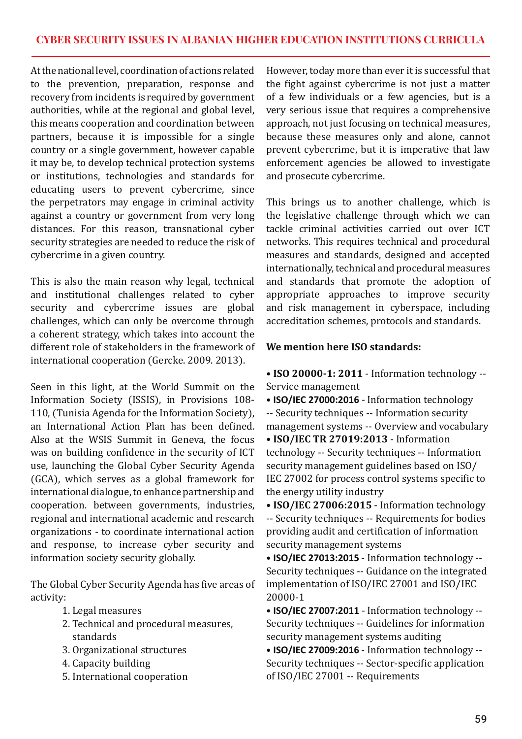At the national level, coordination of actions related to the prevention, preparation, response and recovery from incidents is required by government authorities, while at the regional and global level, this means cooperation and coordination between partners, because it is impossible for a single country or a single government, however capable it may be, to develop technical protection systems or institutions, technologies and standards for educating users to prevent cybercrime, since the perpetrators may engage in criminal activity against a country or government from very long distances. For this reason, transnational cyber security strategies are needed to reduce the risk of cybercrime in a given country.

This is also the main reason why legal, technical and institutional challenges related to cyber security and cybercrime issues are global challenges, which can only be overcome through a coherent strategy, which takes into account the different role of stakeholders in the framework of international cooperation (Gercke. 2009. 2013).

Seen in this light, at the World Summit on the Information Society (ISSIS), in Provisions 108-110, (Tunisia Agenda for the Information Society), an International Action Plan has been defined. Also at the WSIS Summit in Geneva, the focus was on building confidence in the security of ICT use, launching the Global Cyber Security Agenda (GCA), which serves as a global framework for international dialogue, to enhance partnership and cooperation. between governments, industries, regional and international academic and research organizations - to coordinate international action and response, to increase cyber security and information society security globally.

The Global Cyber Security Agenda has five areas of activity:

1. Legal measures
2. Technical and procedural measures, standards
3. Organizational structures
4. Capacity building
5. International cooperation

However, today more than ever it is successful that the fight against cybercrime is not just a matter of a few individuals or a few agencies, but is a very serious issue that requires a comprehensive approach, not just focusing on technical measures, because these measures only and alone, cannot prevent cybercrime, but it is imperative that law enforcement agencies be allowed to investigate and prosecute cybercrime.

This brings us to another challenge, which is the legislative challenge through which we can tackle criminal activities carried out over ICT networks. This requires technical and procedural measures and standards, designed and accepted internationally, technical and procedural measures and standards that promote the adoption of appropriate approaches to improve security and risk management in cyberspace, including accreditation schemes, protocols and standards.

**We mention here ISO standards:**

- **ISO 20000-1: 2011** - Information technology -- Service management
- **ISO/IEC 27000:2016** - Information technology -- Security techniques -- Information security management systems -- Overview and vocabulary
- **ISO/IEC TR 27019:2013** - Information technology -- Security techniques -- Information security management guidelines based on ISO/IEC 27002 for process control systems specific to the energy utility industry
- **ISO/IEC 27006:2015** - Information technology -- Security techniques -- Requirements for bodies providing audit and certification of information security management systems
- **ISO/IEC 27013:2015** - Information technology -- Security techniques -- Guidance on the integrated implementation of ISO/IEC 27001 and ISO/IEC 20000-1
- **ISO/IEC 27007:2011** - Information technology -- Security techniques -- Guidelines for information security management systems auditing
- **ISO/IEC 27009:2016** - Information technology -- Security techniques -- Sector-specific application of ISO/IEC 27001 -- Requirements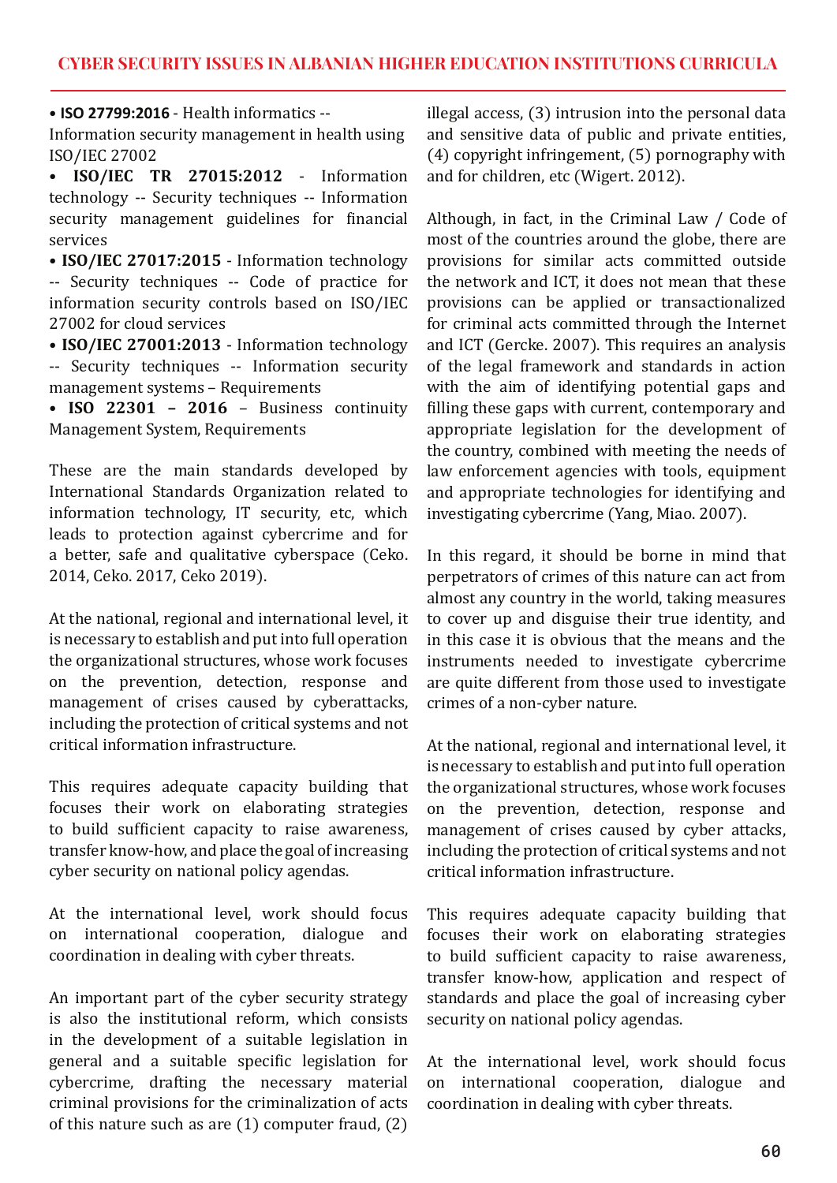- **ISO 27799:2016** - Health informatics -- Information security management in health using ISO/IEC 27002
- **ISO/IEC TR 27015:2012** - Information technology -- Security techniques -- Information security management guidelines for financial services
- **ISO/IEC 27017:2015** - Information technology -- Security techniques -- Code of practice for information security controls based on ISO/IEC 27002 for cloud services
- **ISO/IEC 27001:2013** - Information technology -- Security techniques -- Information security management systems – Requirements
- **ISO 22301 – 2016** – Business continuity Management System, Requirements

These are the main standards developed by International Standards Organization related to information technology, IT security, etc, which leads to protection against cybercrime and for a better, safe and qualitative cyberspace (Ceko. 2014, Ceko. 2017, Ceko 2019).

At the national, regional and international level, it is necessary to establish and put into full operation the organizational structures, whose work focuses on the prevention, detection, response and management of crises caused by cyberattacks, including the protection of critical systems and not critical information infrastructure.

This requires adequate capacity building that focuses their work on elaborating strategies to build sufficient capacity to raise awareness, transfer know-how, and place the goal of increasing cyber security on national policy agendas.

At the international level, work should focus on international cooperation, dialogue and coordination in dealing with cyber threats.

An important part of the cyber security strategy is also the institutional reform, which consists in the development of a suitable legislation in general and a suitable specific legislation for cybercrime, drafting the necessary material criminal provisions for the criminalization of acts of this nature such as are (1) computer fraud, (2) illegal access, (3) intrusion into the personal data and sensitive data of public and private entities, (4) copyright infringement, (5) pornography with and for children, etc (Wigert. 2012).

Although, in fact, in the Criminal Law / Code of most of the countries around the globe, there are provisions for similar acts committed outside the network and ICT, it does not mean that these provisions can be applied or transactionalized for criminal acts committed through the Internet and ICT (Gercke. 2007). This requires an analysis of the legal framework and standards in action with the aim of identifying potential gaps and filling these gaps with current, contemporary and appropriate legislation for the development of the country, combined with meeting the needs of law enforcement agencies with tools, equipment and appropriate technologies for identifying and investigating cybercrime (Yang, Miao. 2007).

In this regard, it should be borne in mind that perpetrators of crimes of this nature can act from almost any country in the world, taking measures to cover up and disguise their true identity, and in this case it is obvious that the means and the instruments needed to investigate cybercrime are quite different from those used to investigate crimes of a non-cyber nature.

At the national, regional and international level, it is necessary to establish and put into full operation the organizational structures, whose work focuses on the prevention, detection, response and management of crises caused by cyber attacks, including the protection of critical systems and not critical information infrastructure.

This requires adequate capacity building that focuses their work on elaborating strategies to build sufficient capacity to raise awareness, transfer know-how, application and respect of standards and place the goal of increasing cyber security on national policy agendas.

At the international level, work should focus on international cooperation, dialogue and coordination in dealing with cyber threats.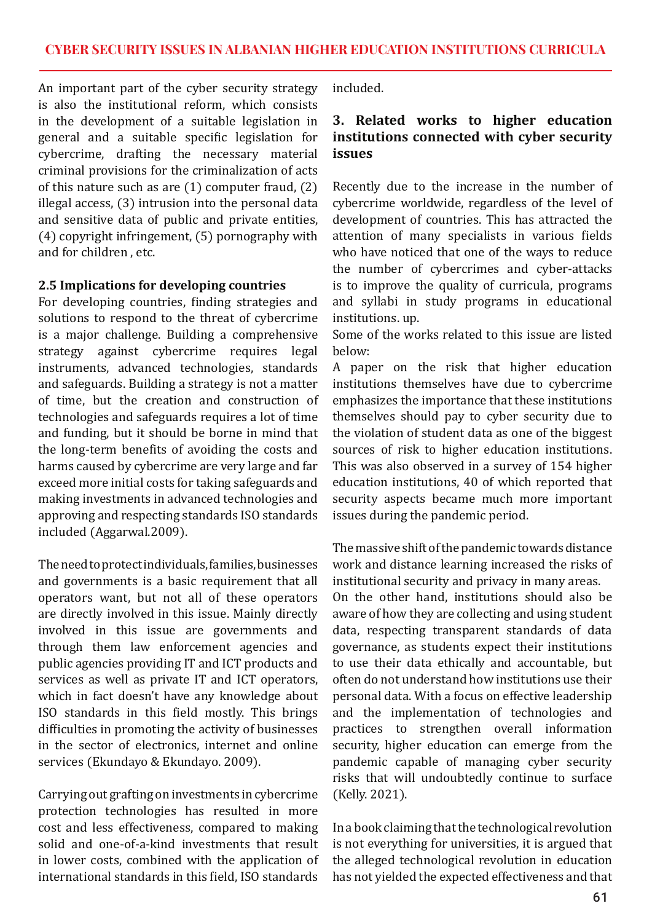An important part of the cyber security strategy is also the institutional reform, which consists in the development of a suitable legislation in general and a suitable specific legislation for cybercrime, drafting the necessary material criminal provisions for the criminalization of acts of this nature such as are (1) computer fraud, (2) illegal access, (3) intrusion into the personal data and sensitive data of public and private entities, (4) copyright infringement, (5) pornography with and for children , etc.

### 2.5 Implications for developing countries

For developing countries, finding strategies and solutions to respond to the threat of cybercrime is a major challenge. Building a comprehensive strategy against cybercrime requires legal instruments, advanced technologies, standards and safeguards. Building a strategy is not a matter of time, but the creation and construction of technologies and safeguards requires a lot of time and funding, but it should be borne in mind that the long-term benefits of avoiding the costs and harms caused by cybercrime are very large and far exceed more initial costs for taking safeguards and making investments in advanced technologies and approving and respecting standards ISO standards included (Aggarwal.2009).

The need to protect individuals, families, businesses and governments is a basic requirement that all operators want, but not all of these operators are directly involved in this issue. Mainly directly involved in this issue are governments and through them law enforcement agencies and public agencies providing IT and ICT products and services as well as private IT and ICT operators, which in fact doesn't have any knowledge about ISO standards in this field mostly. This brings difficulties in promoting the activity of businesses in the sector of electronics, internet and online services (Ekundayo & Ekundayo. 2009).

Carrying out grafting on investments in cybercrime protection technologies has resulted in more cost and less effectiveness, compared to making solid and one-of-a-kind investments that result in lower costs, combined with the application of international standards in this field, ISO standards included.

## 3. Related works to higher education institutions connected with cyber security issues

Recently due to the increase in the number of cybercrime worldwide, regardless of the level of development of countries. This has attracted the attention of many specialists in various fields who have noticed that one of the ways to reduce the number of cybercrimes and cyber-attacks is to improve the quality of curricula, programs and syllabi in study programs in educational institutions. up.

Some of the works related to this issue are listed below:

A paper on the risk that higher education institutions themselves have due to cybercrime emphasizes the importance that these institutions themselves should pay to cyber security due to the violation of student data as one of the biggest sources of risk to higher education institutions. This was also observed in a survey of 154 higher education institutions, 40 of which reported that security aspects became much more important issues during the pandemic period.

The massive shift of the pandemic towards distance work and distance learning increased the risks of institutional security and privacy in many areas.

On the other hand, institutions should also be aware of how they are collecting and using student data, respecting transparent standards of data governance, as students expect their institutions to use their data ethically and accountable, but often do not understand how institutions use their personal data. With a focus on effective leadership and the implementation of technologies and practices to strengthen overall information security, higher education can emerge from the pandemic capable of managing cyber security risks that will undoubtedly continue to surface (Kelly. 2021).

In a book claiming that the technological revolution is not everything for universities, it is argued that the alleged technological revolution in education has not yielded the expected effectiveness and that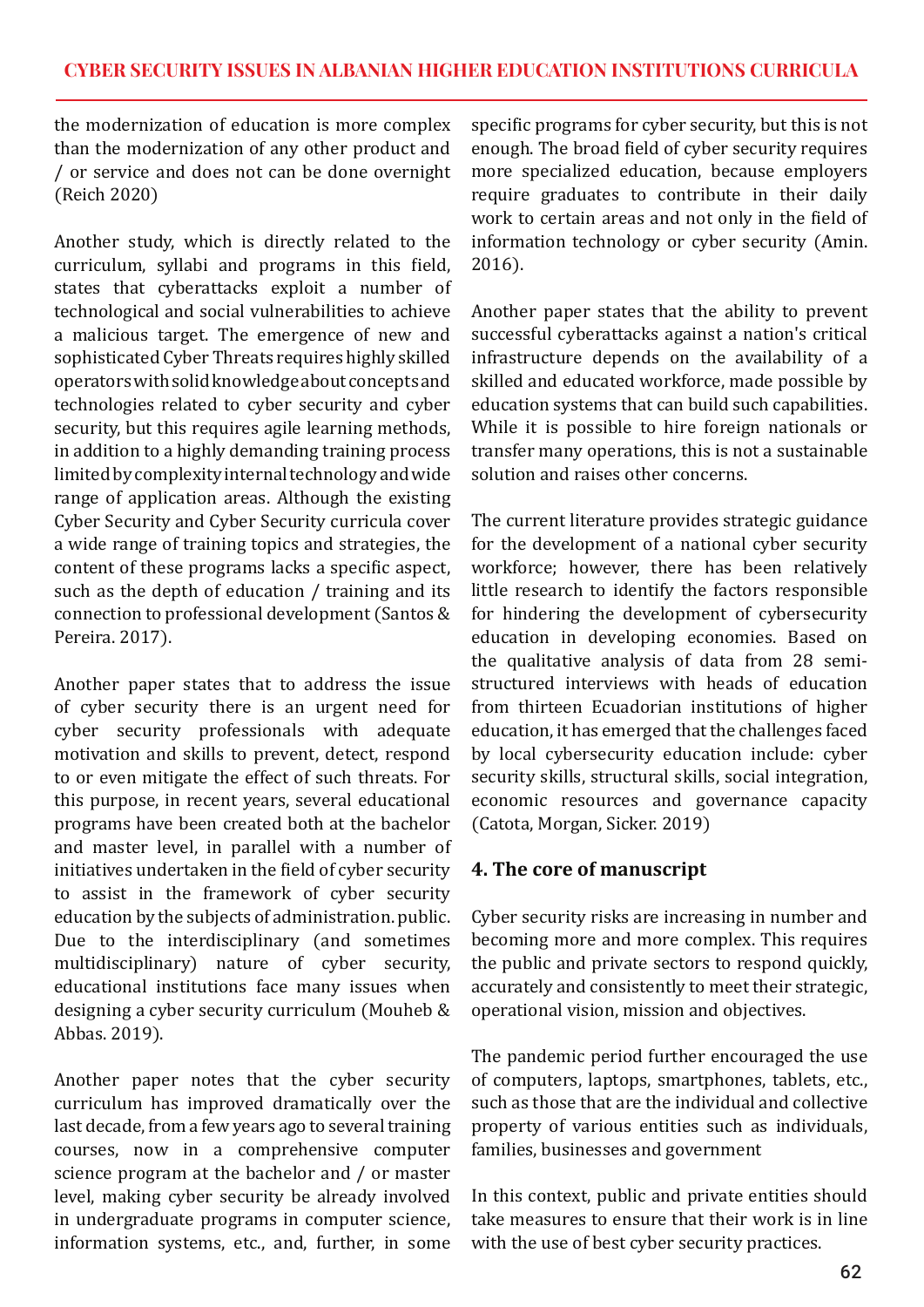the modernization of education is more complex than the modernization of any other product and / or service and does not can be done overnight (Reich 2020)

Another study, which is directly related to the curriculum, syllabi and programs in this field, states that cyberattacks exploit a number of technological and social vulnerabilities to achieve a malicious target. The emergence of new and sophisticated Cyber Threats requires highly skilled operators with solid knowledge about concepts and technologies related to cyber security and cyber security, but this requires agile learning methods, in addition to a highly demanding training process limited by complexity internal technology and wide range of application areas. Although the existing Cyber Security and Cyber Security curricula cover a wide range of training topics and strategies, the content of these programs lacks a specific aspect, such as the depth of education / training and its connection to professional development (Santos & Pereira. 2017).

Another paper states that to address the issue of cyber security there is an urgent need for cyber security professionals with adequate motivation and skills to prevent, detect, respond to or even mitigate the effect of such threats. For this purpose, in recent years, several educational programs have been created both at the bachelor and master level, in parallel with a number of initiatives undertaken in the field of cyber security to assist in the framework of cyber security education by the subjects of administration. public. Due to the interdisciplinary (and sometimes multidisciplinary) nature of cyber security, educational institutions face many issues when designing a cyber security curriculum (Mouheb & Abbas. 2019).

Another paper notes that the cyber security curriculum has improved dramatically over the last decade, from a few years ago to several training courses, now in a comprehensive computer science program at the bachelor and / or master level, making cyber security be already involved in undergraduate programs in computer science, information systems, etc., and, further, in some specific programs for cyber security, but this is not enough. The broad field of cyber security requires more specialized education, because employers require graduates to contribute in their daily work to certain areas and not only in the field of information technology or cyber security (Amin. 2016).

Another paper states that the ability to prevent successful cyberattacks against a nation's critical infrastructure depends on the availability of a skilled and educated workforce, made possible by education systems that can build such capabilities. While it is possible to hire foreign nationals or transfer many operations, this is not a sustainable solution and raises other concerns.

The current literature provides strategic guidance for the development of a national cyber security workforce; however, there has been relatively little research to identify the factors responsible for hindering the development of cybersecurity education in developing economies. Based on the qualitative analysis of data from 28 semi-structured interviews with heads of education from thirteen Ecuadorian institutions of higher education, it has emerged that the challenges faced by local cybersecurity education include: cyber security skills, structural skills, social integration, economic resources and governance capacity (Catota, Morgan, Sicker. 2019)

## 4. The core of manuscript

Cyber security risks are increasing in number and becoming more and more complex. This requires the public and private sectors to respond quickly, accurately and consistently to meet their strategic, operational vision, mission and objectives.

The pandemic period further encouraged the use of computers, laptops, smartphones, tablets, etc., such as those that are the individual and collective property of various entities such as individuals, families, businesses and government

In this context, public and private entities should take measures to ensure that their work is in line with the use of best cyber security practices.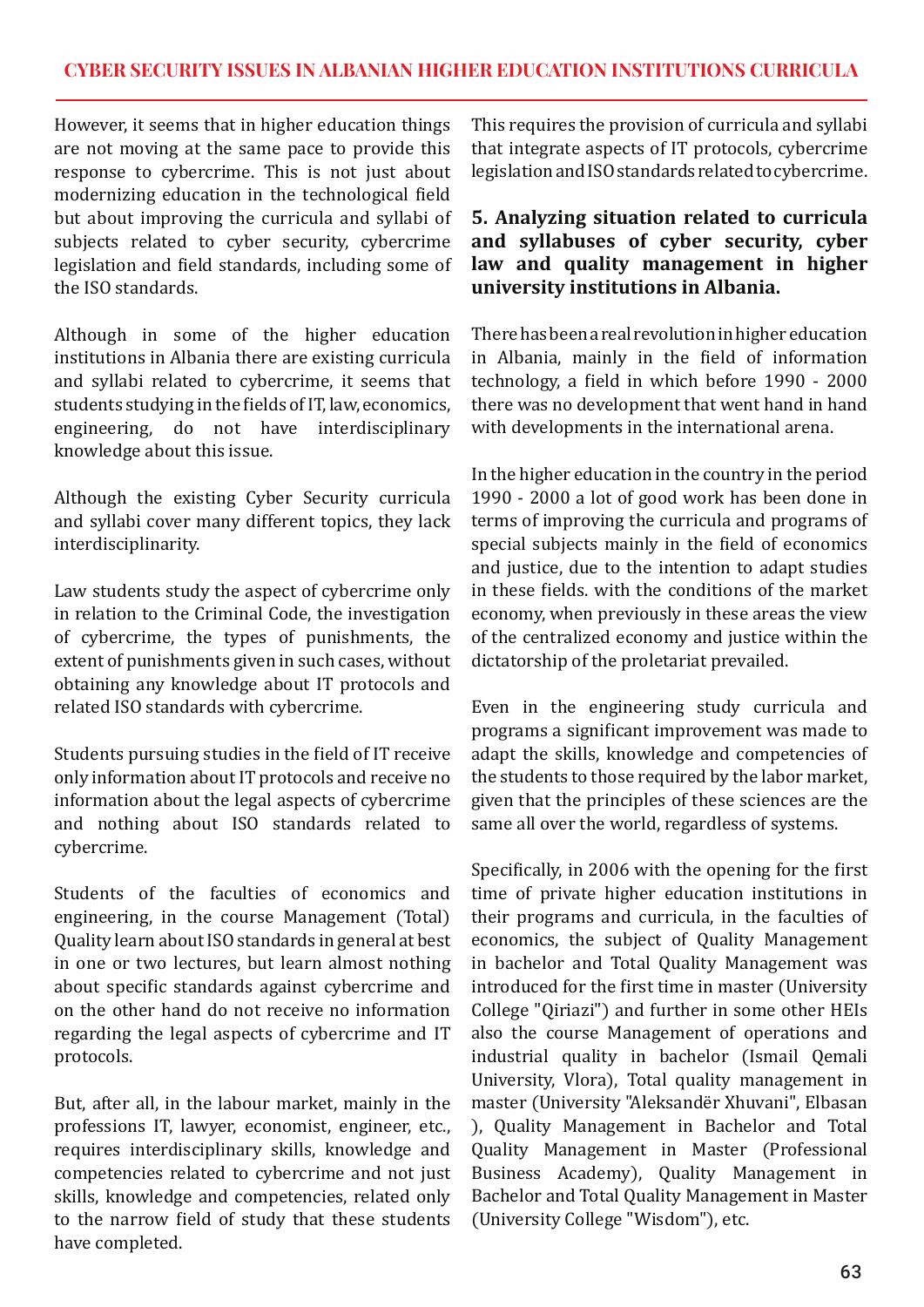However, it seems that in higher education things are not moving at the same pace to provide this response to cybercrime. This is not just about modernizing education in the technological field but about improving the curricula and syllabi of subjects related to cyber security, cybercrime legislation and field standards, including some of the ISO standards.

Although in some of the higher education institutions in Albania there are existing curricula and syllabi related to cybercrime, it seems that students studying in the fields of IT, law, economics, engineering, do not have interdisciplinary knowledge about this issue.

Although the existing Cyber Security curricula and syllabi cover many different topics, they lack interdisciplinarity.

Law students study the aspect of cybercrime only in relation to the Criminal Code, the investigation of cybercrime, the types of punishments, the extent of punishments given in such cases, without obtaining any knowledge about IT protocols and related ISO standards with cybercrime.

Students pursuing studies in the field of IT receive only information about IT protocols and receive no information about the legal aspects of cybercrime and nothing about ISO standards related to cybercrime.

Students of the faculties of economics and engineering, in the course Management (Total) Quality learn about ISO standards in general at best in one or two lectures, but learn almost nothing about specific standards against cybercrime and on the other hand do not receive no information regarding the legal aspects of cybercrime and IT protocols.

But, after all, in the labour market, mainly in the professions IT, lawyer, economist, engineer, etc., requires interdisciplinary skills, knowledge and competencies related to cybercrime and not just skills, knowledge and competencies, related only to the narrow field of study that these students have completed.

This requires the provision of curricula and syllabi that integrate aspects of IT protocols, cybercrime legislation and ISO standards related to cybercrime.

## 5. Analyzing situation related to curricula and syllabuses of cyber security, cyber law and quality management in higher university institutions in Albania.

There has been a real revolution in higher education in Albania, mainly in the field of information technology, a field in which before 1990 - 2000 there was no development that went hand in hand with developments in the international arena.

In the higher education in the country in the period 1990 - 2000 a lot of good work has been done in terms of improving the curricula and programs of special subjects mainly in the field of economics and justice, due to the intention to adapt studies in these fields. with the conditions of the market economy, when previously in these areas the view of the centralized economy and justice within the dictatorship of the proletariat prevailed.

Even in the engineering study curricula and programs a significant improvement was made to adapt the skills, knowledge and competencies of the students to those required by the labor market, given that the principles of these sciences are the same all over the world, regardless of systems.

Specifically, in 2006 with the opening for the first time of private higher education institutions in their programs and curricula, in the faculties of economics, the subject of Quality Management in bachelor and Total Quality Management was introduced for the first time in master (University College "Qiriazi") and further in some other HEIs also the course Management of operations and industrial quality in bachelor (Ismail Qemali University, Vlora), Total quality management in master (University "Aleksandër Xhuvani", Elbasan ), Quality Management in Bachelor and Total Quality Management in Master (Professional Business Academy), Quality Management in Bachelor and Total Quality Management in Master (University College "Wisdom"), etc.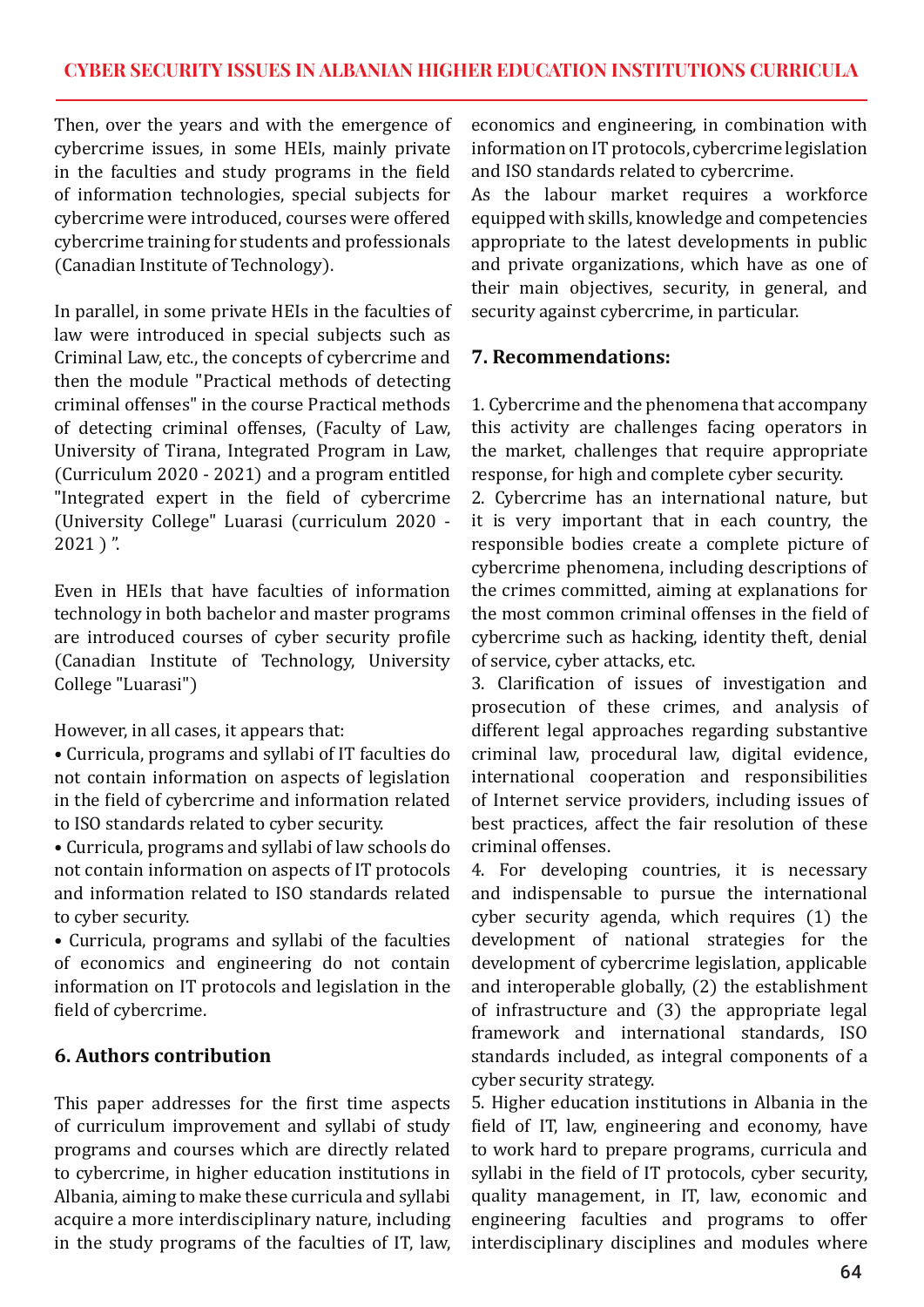Then, over the years and with the emergence of cybercrime issues, in some HEIs, mainly private in the faculties and study programs in the field of information technologies, special subjects for cybercrime were introduced, courses were offered cybercrime training for students and professionals (Canadian Institute of Technology).

In parallel, in some private HEIs in the faculties of law were introduced in special subjects such as Criminal Law, etc., the concepts of cybercrime and then the module "Practical methods of detecting criminal offenses" in the course Practical methods of detecting criminal offenses, (Faculty of Law, University of Tirana, Integrated Program in Law, (Curriculum 2020 - 2021) and a program entitled "Integrated expert in the field of cybercrime (University College" Luarasi (curriculum 2020 - 2021 ) ".

Even in HEIs that have faculties of information technology in both bachelor and master programs are introduced courses of cyber security profile (Canadian Institute of Technology, University College "Luarasi")

However, in all cases, it appears that:

- Curricula, programs and syllabi of IT faculties do not contain information on aspects of legislation in the field of cybercrime and information related to ISO standards related to cyber security.
- Curricula, programs and syllabi of law schools do not contain information on aspects of IT protocols and information related to ISO standards related to cyber security.
- Curricula, programs and syllabi of the faculties of economics and engineering do not contain information on IT protocols and legislation in the field of cybercrime.

## 6. Authors contribution

This paper addresses for the first time aspects of curriculum improvement and syllabi of study programs and courses which are directly related to cybercrime, in higher education institutions in Albania, aiming to make these curricula and syllabi acquire a more interdisciplinary nature, including in the study programs of the faculties of IT, law, economics and engineering, in combination with information on IT protocols, cybercrime legislation and ISO standards related to cybercrime.

As the labour market requires a workforce equipped with skills, knowledge and competencies appropriate to the latest developments in public and private organizations, which have as one of their main objectives, security, in general, and security against cybercrime, in particular.

## 7. Recommendations:

1. Cybercrime and the phenomena that accompany this activity are challenges facing operators in the market, challenges that require appropriate response, for high and complete cyber security.
2. Cybercrime has an international nature, but it is very important that in each country, the responsible bodies create a complete picture of cybercrime phenomena, including descriptions of the crimes committed, aiming at explanations for the most common criminal offenses in the field of cybercrime such as hacking, identity theft, denial of service, cyber attacks, etc.
3. Clarification of issues of investigation and prosecution of these crimes, and analysis of different legal approaches regarding substantive criminal law, procedural law, digital evidence, international cooperation and responsibilities of Internet service providers, including issues of best practices, affect the fair resolution of these criminal offenses.
4. For developing countries, it is necessary and indispensable to pursue the international cyber security agenda, which requires (1) the development of national strategies for the development of cybercrime legislation, applicable and interoperable globally, (2) the establishment of infrastructure and (3) the appropriate legal framework and international standards, ISO standards included, as integral components of a cyber security strategy.
5. Higher education institutions in Albania in the field of IT, law, engineering and economy, have to work hard to prepare programs, curricula and syllabi in the field of IT protocols, cyber security, quality management, in IT, law, economic and engineering faculties and programs to offer interdisciplinary disciplines and modules where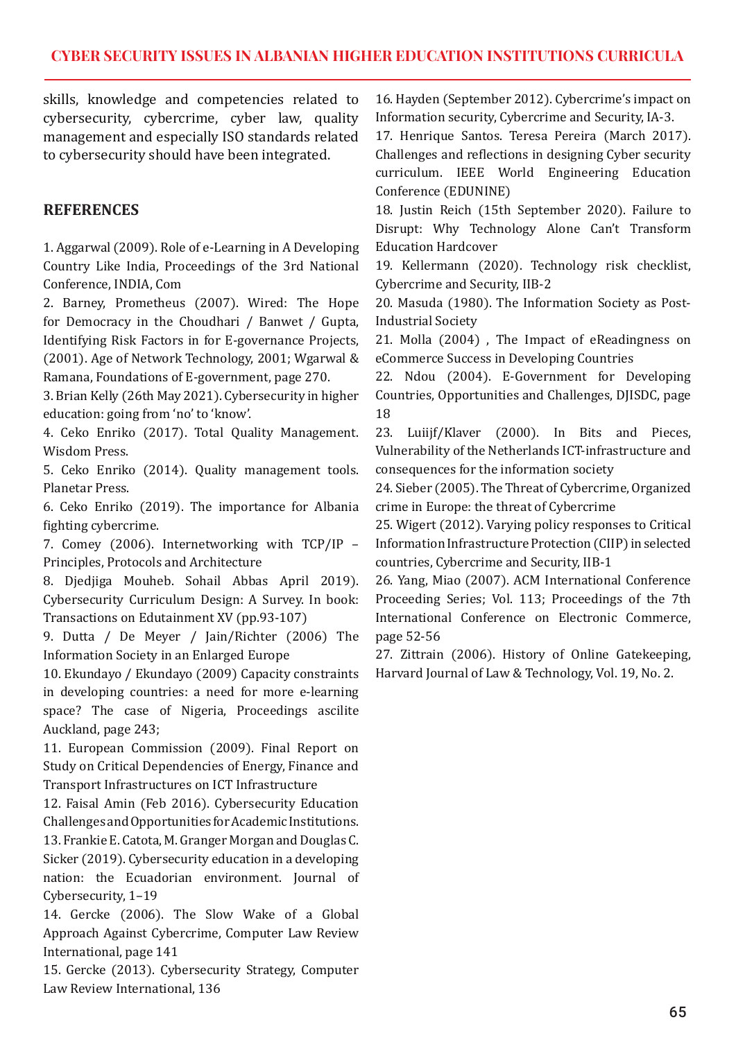skills, knowledge and competencies related to cybersecurity, cybercrime, cyber law, quality management and especially ISO standards related to cybersecurity should have been integrated.

## REFERENCES

1. Aggarwal (2009). Role of e-Learning in A Developing Country Like India, Proceedings of the 3rd National Conference, INDIA, Com
2. Barney, Prometheus (2007). Wired: The Hope for Democracy in the Choudhari / Banwet / Gupta, Identifying Risk Factors in for E-governance Projects, (2001). Age of Network Technology, 2001; Wgarwal & Ramana, Foundations of E-government, page 270.
3. Brian Kelly (26th May 2021). Cybersecurity in higher education: going from 'no' to 'know'.
4. Ceko Enriko (2017). Total Quality Management. Wisdom Press.
5. Ceko Enriko (2014). Quality management tools. Planetar Press.
6. Ceko Enriko (2019). The importance for Albania fighting cybercrime.
7. Comey (2006). Internetworking with TCP/IP – Principles, Protocols and Architecture
8. Djedjiga Mouheb. Sohail Abbas April 2019). Cybersecurity Curriculum Design: A Survey. In book: Transactions on Edutainment XV (pp.93-107)
9. Dutta / De Meyer / Jain/Richter (2006) The Information Society in an Enlarged Europe
10. Ekundayo / Ekundayo (2009) Capacity constraints in developing countries: a need for more e-learning space? The case of Nigeria, Proceedings ascilite Auckland, page 243;
11. European Commission (2009). Final Report on Study on Critical Dependencies of Energy, Finance and Transport Infrastructures on ICT Infrastructure
12. Faisal Amin (Feb 2016). Cybersecurity Education Challenges and Opportunities for Academic Institutions.
13. Frankie E. Catota, M. Granger Morgan and Douglas C. Sicker (2019). Cybersecurity education in a developing nation: the Ecuadorian environment. Journal of Cybersecurity, 1–19
14. Gercke (2006). The Slow Wake of a Global Approach Against Cybercrime, Computer Law Review International, page 141
15. Gercke (2013). Cybersecurity Strategy, Computer Law Review International, 136
16. Hayden (September 2012). Cybercrime's impact on Information security, Cybercrime and Security, IA-3.
17. Henrique Santos. Teresa Pereira (March 2017). Challenges and reflections in designing Cyber security curriculum. IEEE World Engineering Education Conference (EDUNINE)
18. Justin Reich (15th September 2020). Failure to Disrupt: Why Technology Alone Can't Transform Education Hardcover
19. Kellermann (2020). Technology risk checklist, Cybercrime and Security, IIB-2
20. Masuda (1980). The Information Society as Post-Industrial Society
21. Molla (2004) , The Impact of eReadingness on eCommerce Success in Developing Countries
22. Ndou (2004). E-Government for Developing Countries, Opportunities and Challenges, DJISDC, page 18
23. Luiijf/Klaver (2000). In Bits and Pieces, Vulnerability of the Netherlands ICT-infrastructure and consequences for the information society
24. Sieber (2005). The Threat of Cybercrime, Organized crime in Europe: the threat of Cybercrime
25. Wigert (2012). Varying policy responses to Critical Information Infrastructure Protection (CIIP) in selected countries, Cybercrime and Security, IIB-1
26. Yang, Miao (2007). ACM International Conference Proceeding Series; Vol. 113; Proceedings of the 7th International Conference on Electronic Commerce, page 52-56
27. Zittrain (2006). History of Online Gatekeeping, Harvard Journal of Law & Technology, Vol. 19, No. 2.